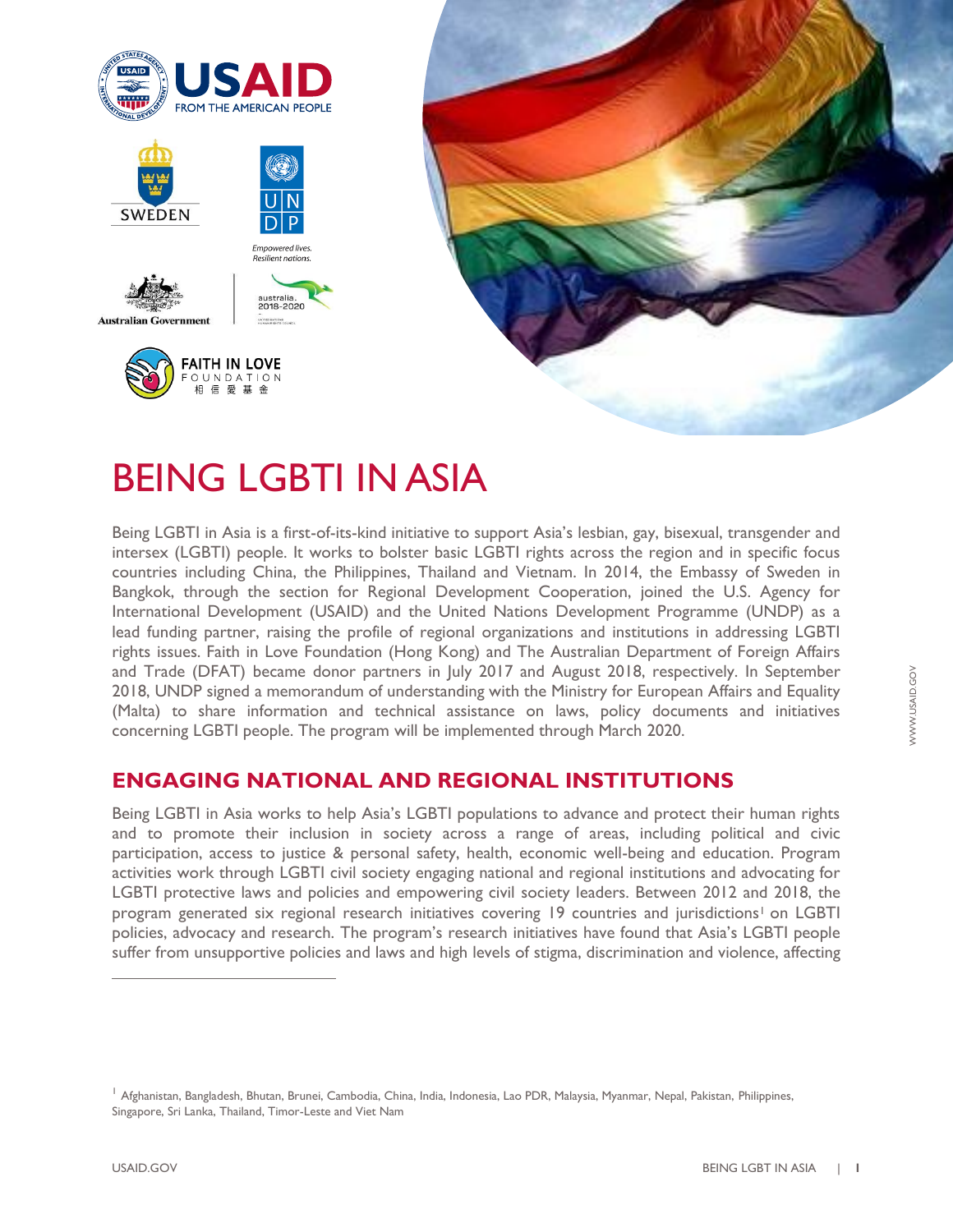# BEING LGBTI IN ASIA

Being LGBTI in Asia is a first-of-its-kind initiative to support Asia's lesbian, gay, bisexual, transgender and intersex (LGBTI) people. It works to bolster basic LGBTI rights across the region and in specific focus countries including China, the Philippines, Thailand and Vietnam. In 2014, the Embassy of Sweden in Bangkok, through the section for Regional Development Cooperation, joined the U.S. Agency for International Development (USAID) and the United Nations Development Programme (UNDP) as a lead funding partner, raising the profile of regional organizations and institutions in addressing LGBTI rights issues. Faith in Love Foundation (Hong Kong) and The Australian Department of Foreign Affairs and Trade (DFAT) became donor partners in July 2017 and August 2018, respectively. In September 2018, UNDP signed a memorandum of understanding with the Ministry for European Affairs and Equality (Malta) to share information and technical assistance on laws, policy documents and initiatives concerning LGBTI people. The program will be implemented through March 2020.

## ENGAGING NATIONAL AND REGIONAL INSTITUTIONS

Being LGBTI in Asia works to help Asia's LGBTI populations to advance and protect their human rights and to promote their inclusion in society across a range of areas, including political and civic participation, access to justice & personal safety, health, economic well-being and education. Program activities work through LGBTI civil society engaging national and regional institutions and advocating for LGBTI protective laws and policies and empowering civil society leaders. Between 2012 and 2018, the program generated six regional research initiatives covering 19 countries and jurisdictions[1] on LGBTI policies, advocacy and research. The program's research initiatives have found that Asia's LGBTI people suffer from unsupportive policies and laws and high levels of stigma, discrimination and violence, affecting

[1] Afghanistan, Bangladesh, Bhutan, Brunei, Cambodia, China, India, Indonesia, Lao PDR, Malaysia, Myanmar, Nepal, Pakistan, Philippines, Singapore, Sri Lanka, Thailand, Timor-Leste and Viet Nam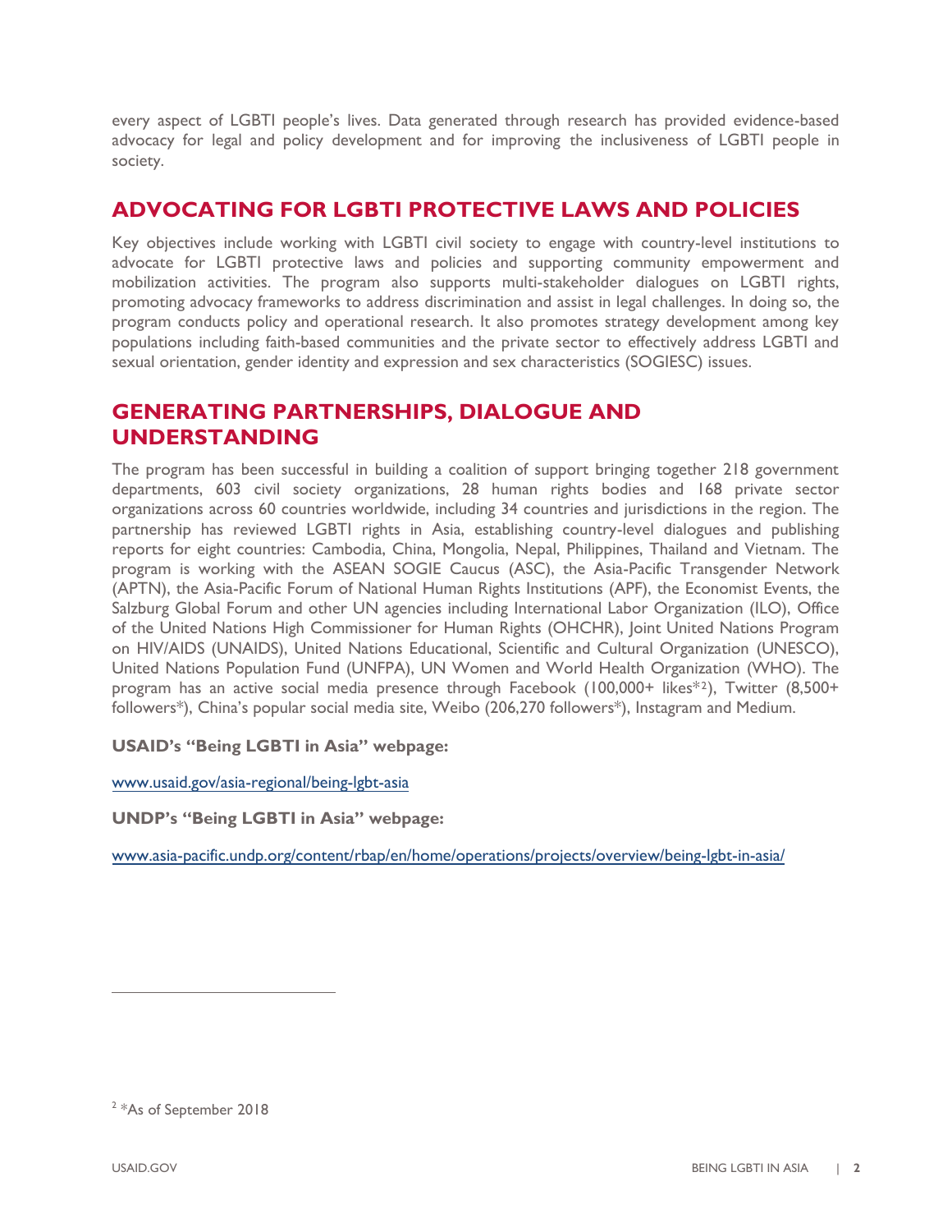every aspect of LGBTI people's lives. Data generated through research has provided evidence-based advocacy for legal and policy development and for improving the inclusiveness of LGBTI people in society.

## ADVOCATING FOR LGBTI PROTECTIVE LAWS AND POLICIES

Key objectives include working with LGBTI civil society to engage with country-level institutions to advocate for LGBTI protective laws and policies and supporting community empowerment and mobilization activities. The program also supports multi-stakeholder dialogues on LGBTI rights, promoting advocacy frameworks to address discrimination and assist in legal challenges. In doing so, the program conducts policy and operational research. It also promotes strategy development among key populations including faith-based communities and the private sector to effectively address LGBTI and sexual orientation, gender identity and expression and sex characteristics (SOGIESC) issues.

## GENERATING PARTNERSHIPS, DIALOGUE AND UNDERSTANDING

The program has been successful in building a coalition of support bringing together 218 government departments, 603 civil society organizations, 28 human rights bodies and 168 private sector organizations across 60 countries worldwide, including 34 countries and jurisdictions in the region. The partnership has reviewed LGBTI rights in Asia, establishing country-level dialogues and publishing reports for eight countries: Cambodia, China, Mongolia, Nepal, Philippines, Thailand and Vietnam. The program is working with the ASEAN SOGIE Caucus (ASC), the Asia-Pacific Transgender Network (APTN), the Asia-Pacific Forum of National Human Rights Institutions (APF), the Economist Events, the Salzburg Global Forum and other UN agencies including International Labor Organization (ILO), Office of the United Nations High Commissioner for Human Rights (OHCHR), Joint United Nations Program on HIV/AIDS (UNAIDS), United Nations Educational, Scientific and Cultural Organization (UNESCO), United Nations Population Fund (UNFPA), UN Women and World Health Organization (WHO). The program has an active social media presence through Facebook (100,000+ likes*[2]), Twitter (8,500+ followers*), China's popular social media site, Weibo (206,270 followers*), Instagram and Medium.

**USAID's "Being LGBTI in Asia" webpage:**

www.usaid.gov/asia-regional/being-lgbt-asia

**UNDP's "Being LGBTI in Asia" webpage:**

www.asia-pacific.undp.org/content/rbap/en/home/operations/projects/overview/being-lgbt-in-asia/

---

[2] *As of September 2018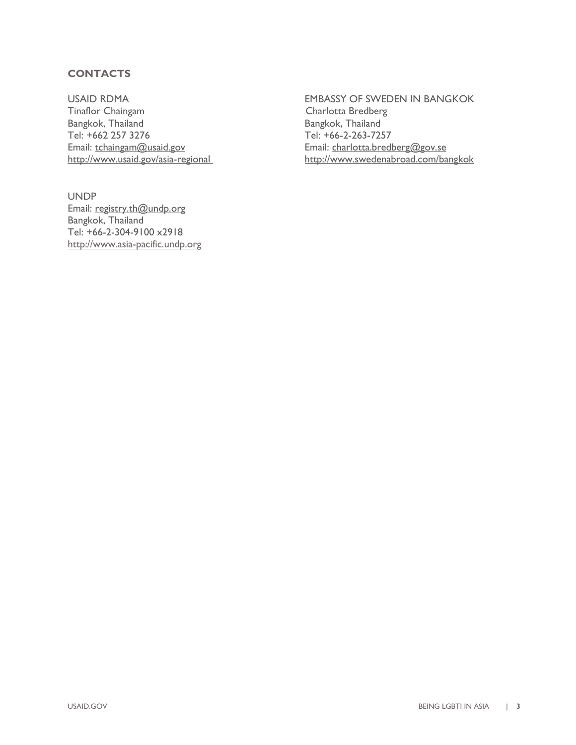## CONTACTS

USAID RDMA
Tinaflor Chaingam
Bangkok, Thailand
Tel: +662 257 3276
Email: tchaingam@usaid.gov
http://www.usaid.gov/asia-regional

EMBASSY OF SWEDEN IN BANGKOK
Charlotta Bredberg
Bangkok, Thailand
Tel: +66-2-263-7257
Email: charlotta.bredberg@gov.se
http://www.swedenabroad.com/bangkok

UNDP
Email: registry.th@undp.org
Bangkok, Thailand
Tel: +66-2-304-9100 x2918
http://www.asia-pacific.undp.org